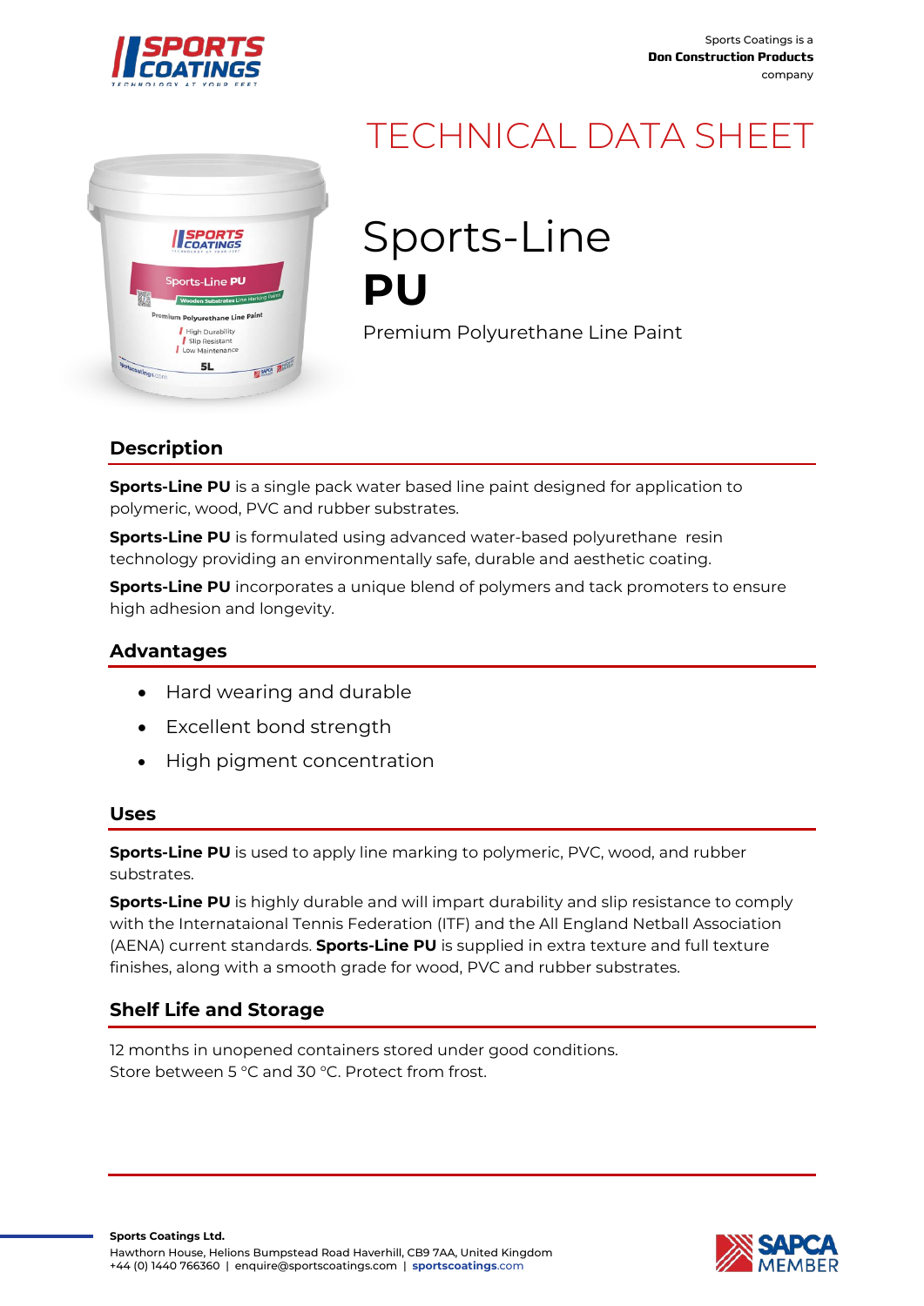Sports Coatings is a **Don Construction Products** company

# TECHNICAL DATA SHEET

# Sports-Line **PU**

Premium Polyurethane Line Paint

## Description

**Sports-Line PU** is a single pack water based line paint designed for application to polymeric, wood, PVC and rubber substrates.

**Sports-Line PU** is formulated using advanced water-based polyurethane resin technology providing an environmentally safe, durable and aesthetic coating.

**Sports-Line PU** incorporates a unique blend of polymers and tack promoters to ensure high adhesion and longevity.

## Advantages

- Hard wearing and durable
- Excellent bond strength
- High pigment concentration

## Uses

**Sports-Line PU** is used to apply line marking to polymeric, PVC, wood, and rubber substrates.

**Sports-Line PU** is highly durable and will impart durability and slip resistance to comply with the Internataional Tennis Federation (ITF) and the All England Netball Association (AENA) current standards. **Sports-Line PU** is supplied in extra texture and full texture finishes, along with a smooth grade for wood, PVC and rubber substrates.

## Shelf Life and Storage

12 months in unopened containers stored under good conditions.
Store between 5 °C and 30 °C. Protect from frost.

**Sports Coatings Ltd.**
Hawthorn House, Helions Bumpstead Road Haverhill, CB9 7AA, United Kingdom
+44 (0) 1440 766360 | enquire@sportscoatings.com | sportscoatings.com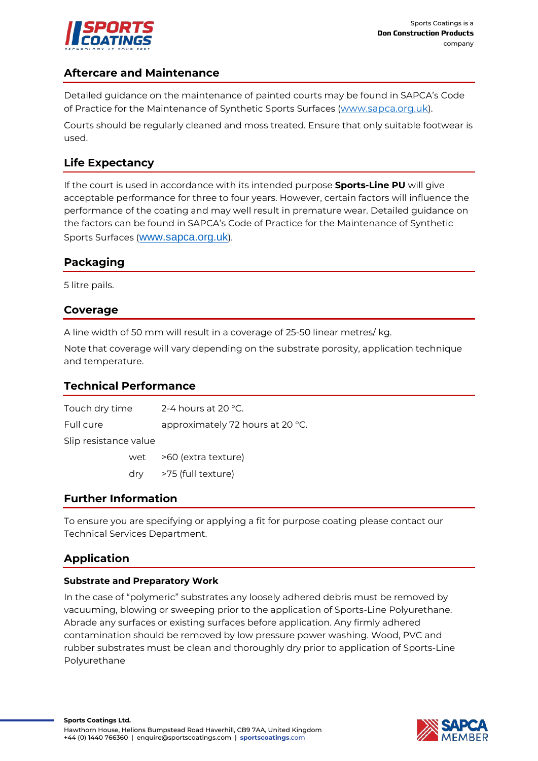## Aftercare and Maintenance

Detailed guidance on the maintenance of painted courts may be found in SAPCA's Code of Practice for the Maintenance of Synthetic Sports Surfaces (www.sapca.org.uk).

Courts should be regularly cleaned and moss treated. Ensure that only suitable footwear is used.

## Life Expectancy

If the court is used in accordance with its intended purpose **Sports-Line PU** will give acceptable performance for three to four years. However, certain factors will influence the performance of the coating and may well result in premature wear. Detailed guidance on the factors can be found in SAPCA's Code of Practice for the Maintenance of Synthetic Sports Surfaces (www.sapca.org.uk).

## Packaging

5 litre pails.

## Coverage

A line width of 50 mm will result in a coverage of 25-50 linear metres/ kg.

Note that coverage will vary depending on the substrate porosity, application technique and temperature.

## Technical Performance

| | |
|---|---|
| Touch dry time | 2-4 hours at 20 °C. |
| Full cure | approximately 72 hours at 20 °C. |
| Slip resistance value | |
| wet | >60 (extra texture) |
| dry | >75 (full texture) |

## Further Information

To ensure you are specifying or applying a fit for purpose coating please contact our Technical Services Department.

## Application

### Substrate and Preparatory Work

In the case of "polymeric" substrates any loosely adhered debris must be removed by vacuuming, blowing or sweeping prior to the application of Sports-Line Polyurethane. Abrade any surfaces or existing surfaces before application. Any firmly adhered contamination should be removed by low pressure power washing. Wood, PVC and rubber substrates must be clean and thoroughly dry prior to application of Sports-Line Polyurethane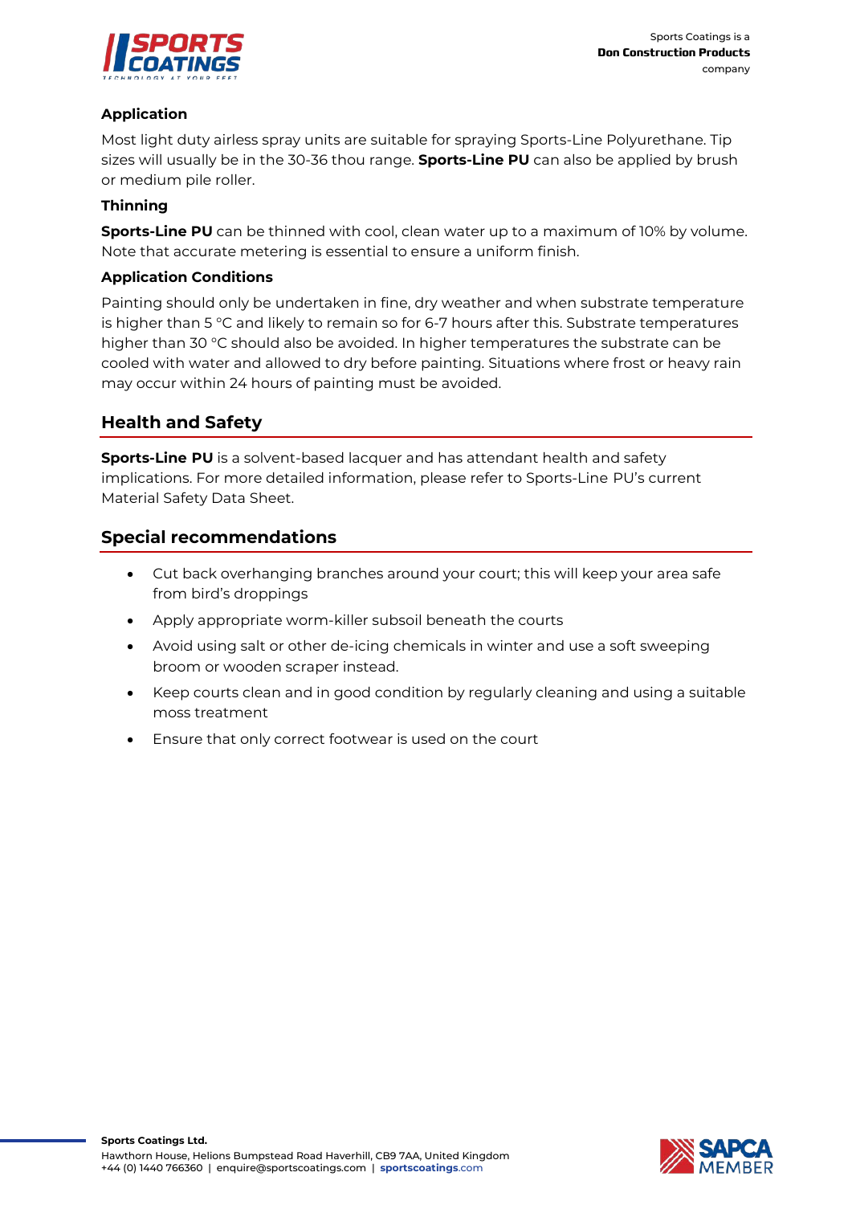### Application

Most light duty airless spray units are suitable for spraying Sports-Line Polyurethane. Tip sizes will usually be in the 30-36 thou range. **Sports-Line PU** can also be applied by brush or medium pile roller.

### Thinning

**Sports-Line PU** can be thinned with cool, clean water up to a maximum of 10% by volume. Note that accurate metering is essential to ensure a uniform finish.

### Application Conditions

Painting should only be undertaken in fine, dry weather and when substrate temperature is higher than 5 °C and likely to remain so for 6-7 hours after this. Substrate temperatures higher than 30 °C should also be avoided. In higher temperatures the substrate can be cooled with water and allowed to dry before painting. Situations where frost or heavy rain may occur within 24 hours of painting must be avoided.

## Health and Safety

**Sports-Line PU** is a solvent-based lacquer and has attendant health and safety implications. For more detailed information, please refer to Sports-Line PU's current Material Safety Data Sheet.

## Special recommendations

- Cut back overhanging branches around your court; this will keep your area safe from bird's droppings
- Apply appropriate worm-killer subsoil beneath the courts
- Avoid using salt or other de-icing chemicals in winter and use a soft sweeping broom or wooden scraper instead.
- Keep courts clean and in good condition by regularly cleaning and using a suitable moss treatment
- Ensure that only correct footwear is used on the court